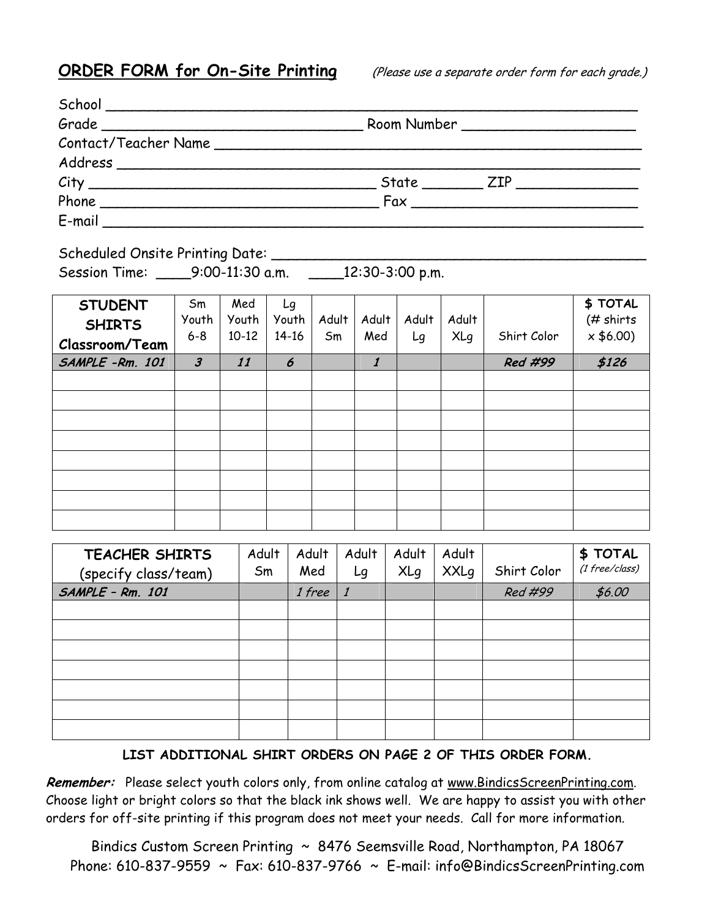## ORDER FORM for On-Site Printing

*(Please use a separate order form for each grade.)*

School ______________________________________________________________

Grade _______________________________ Room Number ____________________

Contact/Teacher Name __________________________________________________

Address ______________________________________________________________

City __________________________________ State _______ ZIP ______________

Phone _________________________________ Fax __________________________

E-mail _______________________________________________________________

Scheduled Onsite Printing Date: _____________________________________________

Session Time: ____9:00-11:30 a.m. ____12:30-3:00 p.m.

| STUDENT SHIRTS Classroom/Team | Sm Youth 6-8 | Med Youth 10-12 | Lg Youth 14-16 | Adult Sm | Adult Med | Adult Lg | Adult XLg | Shirt Color | $ TOTAL (# shirts x $6.00) |
|---|---|---|---|---|---|---|---|---|---|
| *SAMPLE -Rm. 101* | *3* | *11* | *6* | | *1* | | | *Red #99* | *$126* |
| | | | | | | | | | |
| | | | | | | | | | |
| | | | | | | | | | |
| | | | | | | | | | |
| | | | | | | | | | |
| | | | | | | | | | |
| | | | | | | | | | |
| | | | | | | | | | |

| TEACHER SHIRTS (specify class/team) | Adult Sm | Adult Med | Adult Lg | Adult XLg | Adult XXLg | Shirt Color | $ TOTAL *(1 free/class)* |
|---|---|---|---|---|---|---|---|
| *SAMPLE – Rm. 101* | | *1 free* | *1* | | | *Red #99* | *$6.00* |
| | | | | | | | |
| | | | | | | | |
| | | | | | | | |
| | | | | | | | |
| | | | | | | | |
| | | | | | | | |
| | | | | | | | |

**LIST ADDITIONAL SHIRT ORDERS ON PAGE 2 OF THIS ORDER FORM.**

***Remember:*** Please select youth colors only, from online catalog at www.BindicsScreenPrinting.com. Choose light or bright colors so that the black ink shows well. We are happy to assist you with other orders for off-site printing if this program does not meet your needs. Call for more information.

Bindics Custom Screen Printing ~ 8476 Seemsville Road, Northampton, PA 18067
Phone: 610-837-9559 ~ Fax: 610-837-9766 ~ E-mail: info@BindicsScreenPrinting.com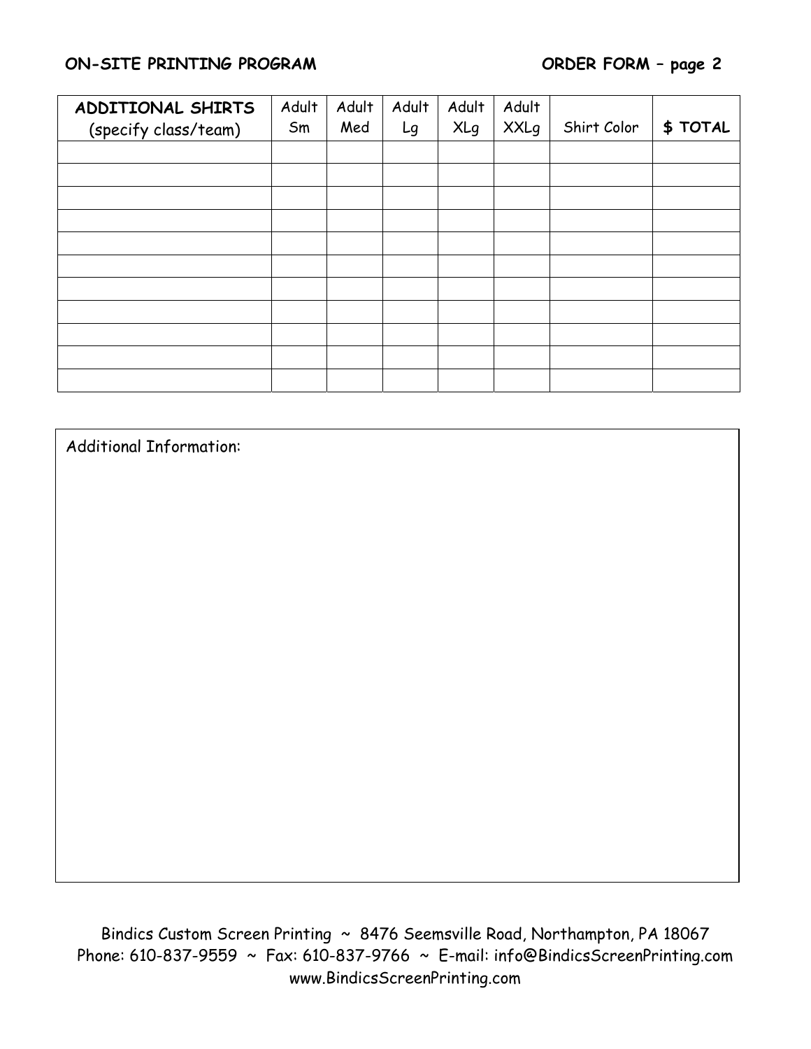**ON-SITE PRINTING PROGRAM** **ORDER FORM – page 2**

| **ADDITIONAL SHIRTS** (specify class/team) | Adult Sm | Adult Med | Adult Lg | Adult XLg | Adult XXLg | Shirt Color | **$ TOTAL** |
|---|---|---|---|---|---|---|---|
| | | | | | | | |
| | | | | | | | |
| | | | | | | | |
| | | | | | | | |
| | | | | | | | |
| | | | | | | | |
| | | | | | | | |
| | | | | | | | |
| | | | | | | | |
| | | | | | | | |
| | | | | | | | |

Additional Information:

Bindics Custom Screen Printing ~ 8476 Seemsville Road, Northampton, PA 18067
Phone: 610-837-9559 ~ Fax: 610-837-9766 ~ E-mail: info@BindicsScreenPrinting.com
www.BindicsScreenPrinting.com